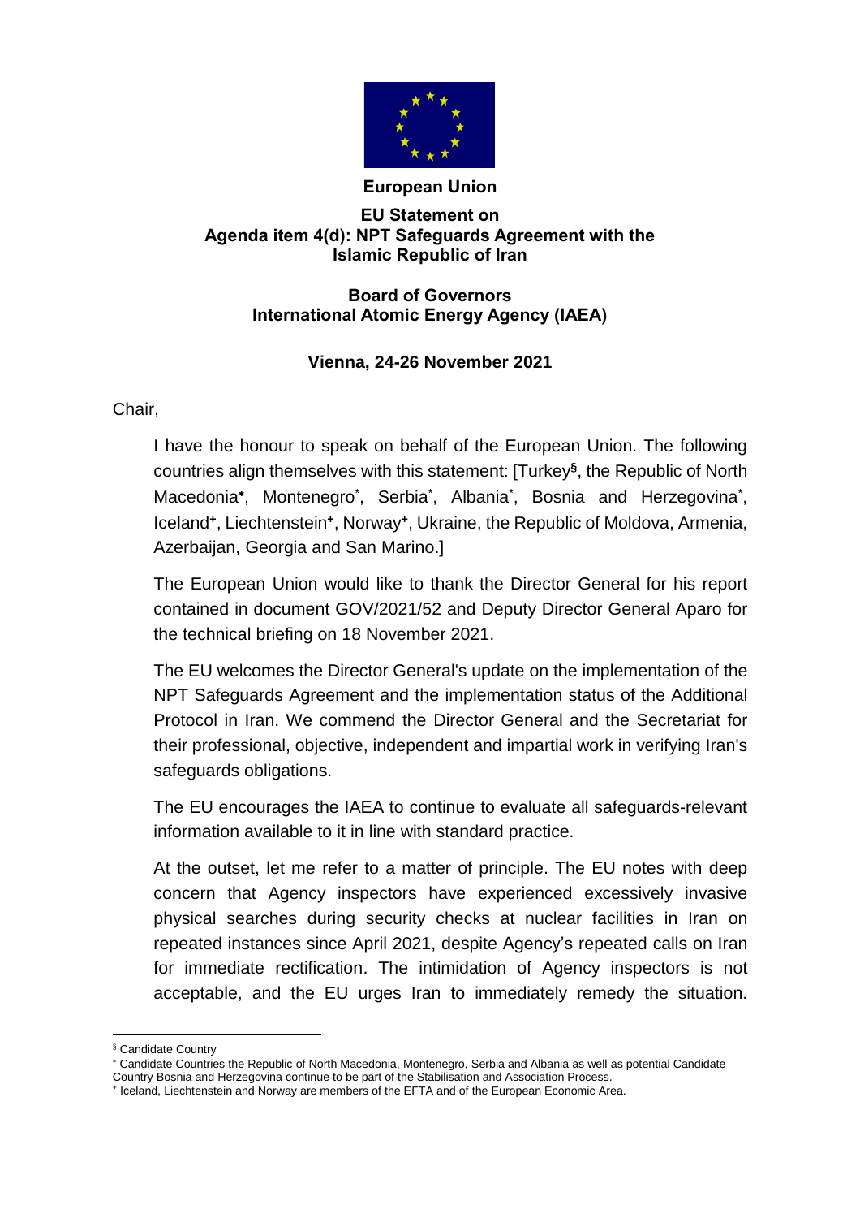**European Union**

**EU Statement on**
**Agenda item 4(d): NPT Safeguards Agreement with the Islamic Republic of Iran**

**Board of Governors**
**International Atomic Energy Agency (IAEA)**

**Vienna, 24-26 November 2021**

Chair,

I have the honour to speak on behalf of the European Union. The following countries align themselves with this statement: [Turkey[§], the Republic of North Macedonia[*], Montenegro[*], Serbia[*], Albania[*], Bosnia and Herzegovina[*], Iceland[+], Liechtenstein[+], Norway[+], Ukraine, the Republic of Moldova, Armenia, Azerbaijan, Georgia and San Marino.]

The European Union would like to thank the Director General for his report contained in document GOV/2021/52 and Deputy Director General Aparo for the technical briefing on 18 November 2021.

The EU welcomes the Director General's update on the implementation of the NPT Safeguards Agreement and the implementation status of the Additional Protocol in Iran. We commend the Director General and the Secretariat for their professional, objective, independent and impartial work in verifying Iran's safeguards obligations.

The EU encourages the IAEA to continue to evaluate all safeguards-relevant information available to it in line with standard practice.

At the outset, let me refer to a matter of principle. The EU notes with deep concern that Agency inspectors have experienced excessively invasive physical searches during security checks at nuclear facilities in Iran on repeated instances since April 2021, despite Agency's repeated calls on Iran for immediate rectification. The intimidation of Agency inspectors is not acceptable, and the EU urges Iran to immediately remedy the situation.

---

[§] Candidate Country

[*] Candidate Countries the Republic of North Macedonia, Montenegro, Serbia and Albania as well as potential Candidate Country Bosnia and Herzegovina continue to be part of the Stabilisation and Association Process.

[+] Iceland, Liechtenstein and Norway are members of the EFTA and of the European Economic Area.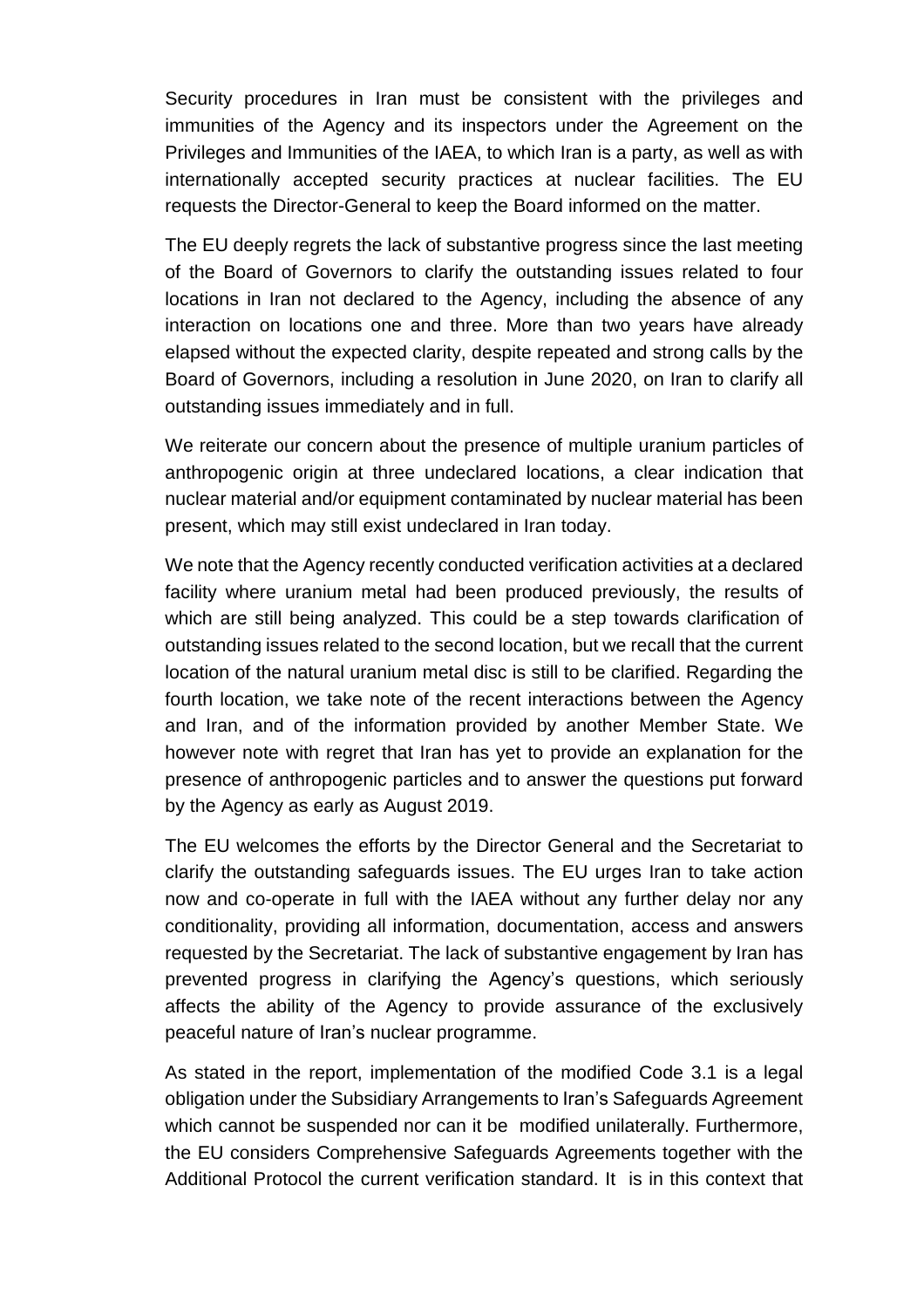Security procedures in Iran must be consistent with the privileges and immunities of the Agency and its inspectors under the Agreement on the Privileges and Immunities of the IAEA, to which Iran is a party, as well as with internationally accepted security practices at nuclear facilities. The EU requests the Director-General to keep the Board informed on the matter.

The EU deeply regrets the lack of substantive progress since the last meeting of the Board of Governors to clarify the outstanding issues related to four locations in Iran not declared to the Agency, including the absence of any interaction on locations one and three. More than two years have already elapsed without the expected clarity, despite repeated and strong calls by the Board of Governors, including a resolution in June 2020, on Iran to clarify all outstanding issues immediately and in full.

We reiterate our concern about the presence of multiple uranium particles of anthropogenic origin at three undeclared locations, a clear indication that nuclear material and/or equipment contaminated by nuclear material has been present, which may still exist undeclared in Iran today.

We note that the Agency recently conducted verification activities at a declared facility where uranium metal had been produced previously, the results of which are still being analyzed. This could be a step towards clarification of outstanding issues related to the second location, but we recall that the current location of the natural uranium metal disc is still to be clarified. Regarding the fourth location, we take note of the recent interactions between the Agency and Iran, and of the information provided by another Member State. We however note with regret that Iran has yet to provide an explanation for the presence of anthropogenic particles and to answer the questions put forward by the Agency as early as August 2019.

The EU welcomes the efforts by the Director General and the Secretariat to clarify the outstanding safeguards issues. The EU urges Iran to take action now and co-operate in full with the IAEA without any further delay nor any conditionality, providing all information, documentation, access and answers requested by the Secretariat. The lack of substantive engagement by Iran has prevented progress in clarifying the Agency's questions, which seriously affects the ability of the Agency to provide assurance of the exclusively peaceful nature of Iran's nuclear programme.

As stated in the report, implementation of the modified Code 3.1 is a legal obligation under the Subsidiary Arrangements to Iran's Safeguards Agreement which cannot be suspended nor can it be modified unilaterally. Furthermore, the EU considers Comprehensive Safeguards Agreements together with the Additional Protocol the current verification standard. It is in this context that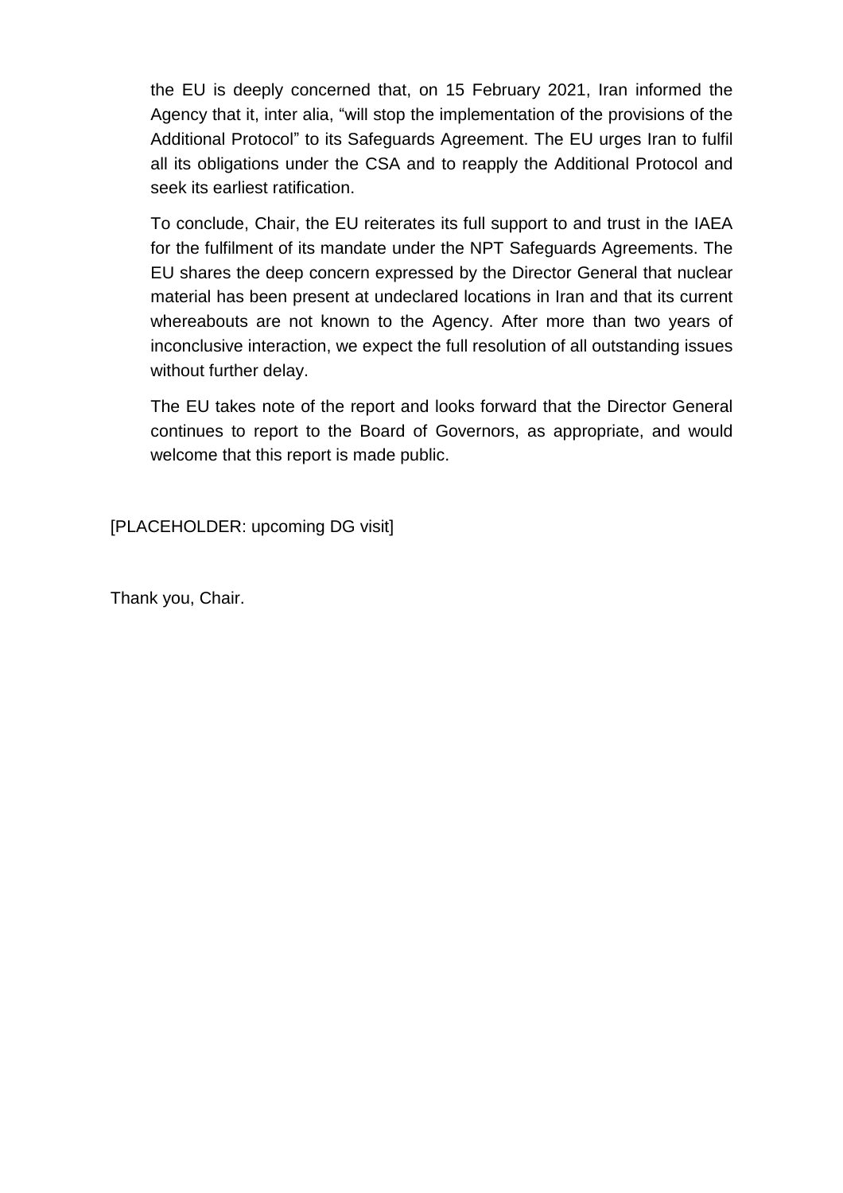the EU is deeply concerned that, on 15 February 2021, Iran informed the Agency that it, inter alia, "will stop the implementation of the provisions of the Additional Protocol" to its Safeguards Agreement. The EU urges Iran to fulfil all its obligations under the CSA and to reapply the Additional Protocol and seek its earliest ratification.

To conclude, Chair, the EU reiterates its full support to and trust in the IAEA for the fulfilment of its mandate under the NPT Safeguards Agreements. The EU shares the deep concern expressed by the Director General that nuclear material has been present at undeclared locations in Iran and that its current whereabouts are not known to the Agency. After more than two years of inconclusive interaction, we expect the full resolution of all outstanding issues without further delay.

The EU takes note of the report and looks forward that the Director General continues to report to the Board of Governors, as appropriate, and would welcome that this report is made public.

[PLACEHOLDER: upcoming DG visit]

Thank you, Chair.